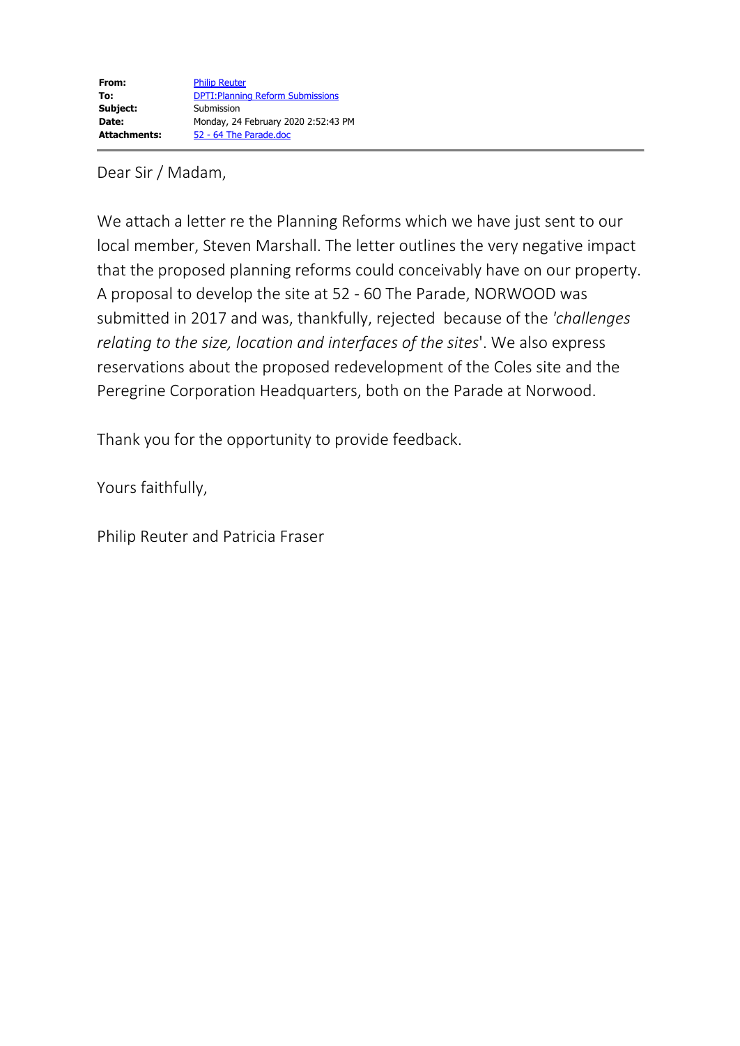| | |
|---|---|
| **From:** | Philip Reuter |
| **To:** | DPTI:Planning Reform Submissions |
| **Subject:** | Submission |
| **Date:** | Monday, 24 February 2020 2:52:43 PM |
| **Attachments:** | 52 - 64 The Parade.doc |

Dear Sir / Madam,

We attach a letter re the Planning Reforms which we have just sent to our local member, Steven Marshall. The letter outlines the very negative impact that the proposed planning reforms could conceivably have on our property. A proposal to develop the site at 52 - 60 The Parade, NORWOOD was submitted in 2017 and was, thankfully, rejected because of the '*challenges relating to the size, location and interfaces of the sites*'. We also express reservations about the proposed redevelopment of the Coles site and the Peregrine Corporation Headquarters, both on the Parade at Norwood.

Thank you for the opportunity to provide feedback.

Yours faithfully,

Philip Reuter and Patricia Fraser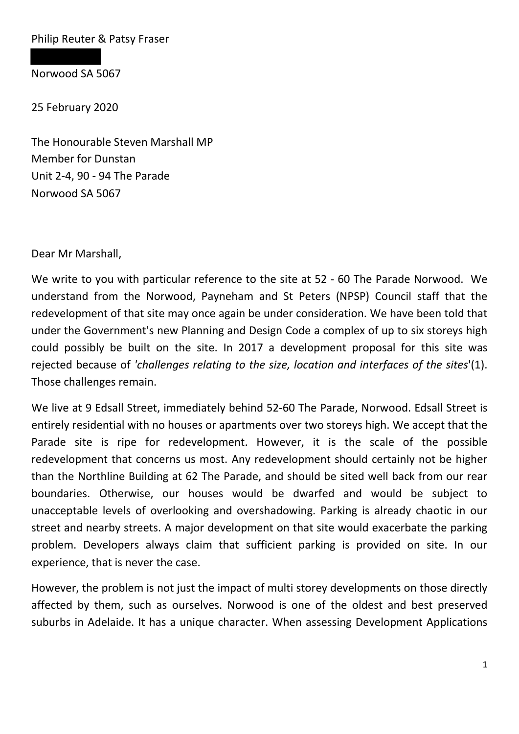Philip Reuter & Patsy Fraser

Norwood SA 5067

25 February 2020

The Honourable Steven Marshall MP
Member for Dunstan
Unit 2-4, 90 - 94 The Parade
Norwood SA 5067

Dear Mr Marshall,

We write to you with particular reference to the site at 52 - 60 The Parade Norwood. We understand from the Norwood, Payneham and St Peters (NPSP) Council staff that the redevelopment of that site may once again be under consideration. We have been told that under the Government's new Planning and Design Code a complex of up to six storeys high could possibly be built on the site. In 2017 a development proposal for this site was rejected because of *'challenges relating to the size, location and interfaces of the sites'*(1). Those challenges remain.

We live at 9 Edsall Street, immediately behind 52-60 The Parade, Norwood. Edsall Street is entirely residential with no houses or apartments over two storeys high. We accept that the Parade site is ripe for redevelopment. However, it is the scale of the possible redevelopment that concerns us most. Any redevelopment should certainly not be higher than the Northline Building at 62 The Parade, and should be sited well back from our rear boundaries. Otherwise, our houses would be dwarfed and would be subject to unacceptable levels of overlooking and overshadowing. Parking is already chaotic in our street and nearby streets. A major development on that site would exacerbate the parking problem. Developers always claim that sufficient parking is provided on site. In our experience, that is never the case.

However, the problem is not just the impact of multi storey developments on those directly affected by them, such as ourselves. Norwood is one of the oldest and best preserved suburbs in Adelaide. It has a unique character. When assessing Development Applications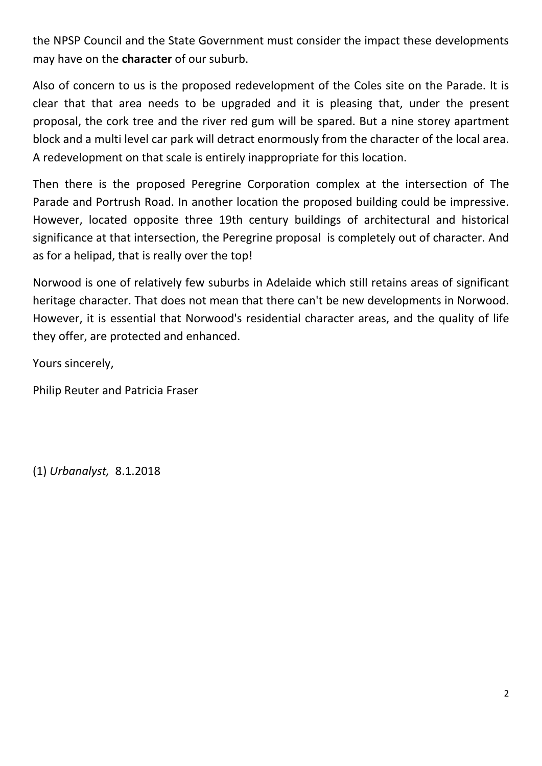the NPSP Council and the State Government must consider the impact these developments may have on the **character** of our suburb.

Also of concern to us is the proposed redevelopment of the Coles site on the Parade. It is clear that that area needs to be upgraded and it is pleasing that, under the present proposal, the cork tree and the river red gum will be spared. But a nine storey apartment block and a multi level car park will detract enormously from the character of the local area. A redevelopment on that scale is entirely inappropriate for this location.

Then there is the proposed Peregrine Corporation complex at the intersection of The Parade and Portrush Road. In another location the proposed building could be impressive. However, located opposite three 19th century buildings of architectural and historical significance at that intersection, the Peregrine proposal is completely out of character. And as for a helipad, that is really over the top!

Norwood is one of relatively few suburbs in Adelaide which still retains areas of significant heritage character. That does not mean that there can't be new developments in Norwood. However, it is essential that Norwood's residential character areas, and the quality of life they offer, are protected and enhanced.

Yours sincerely,

Philip Reuter and Patricia Fraser

(1) *Urbanalyst,* 8.1.2018